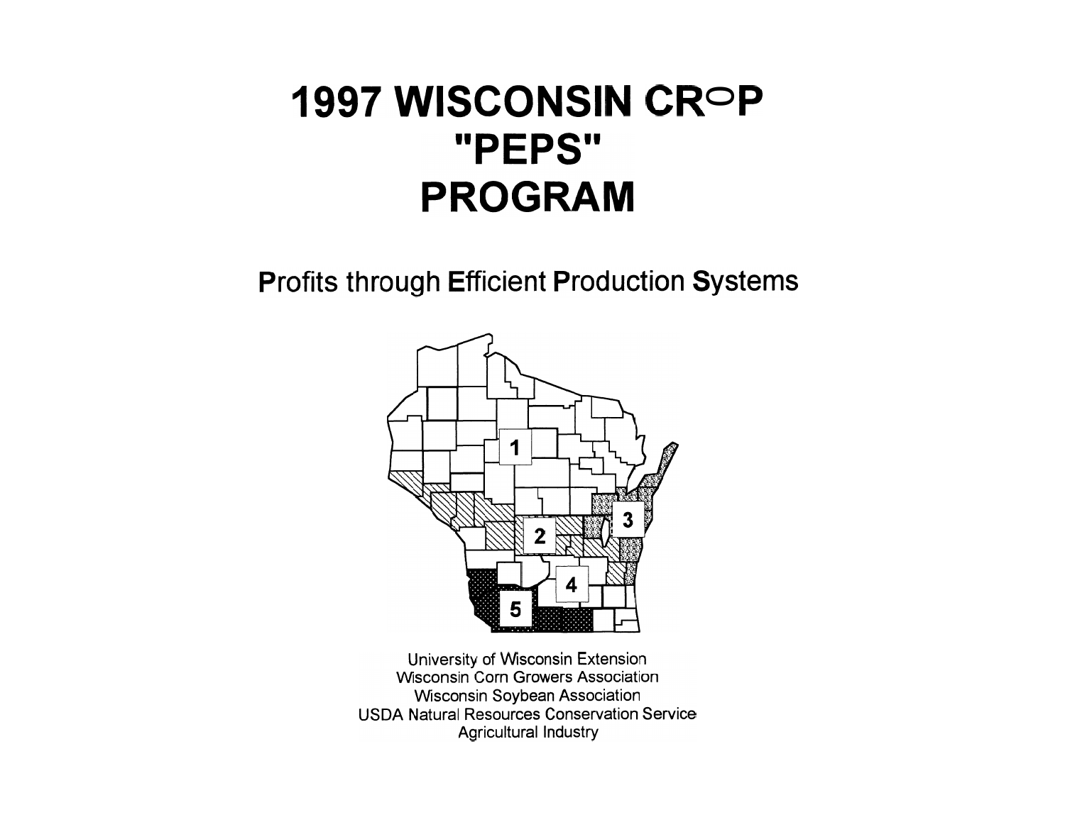# 1997 WISCONSIN CROP "PEPS" PROGRAM

**P**rofits through **E**fficient **P**roduction **S**ystems

University of Wisconsin Extension
Wisconsin Corn Growers Association
Wisconsin Soybean Association
USDA Natural Resources Conservation Service
Agricultural Industry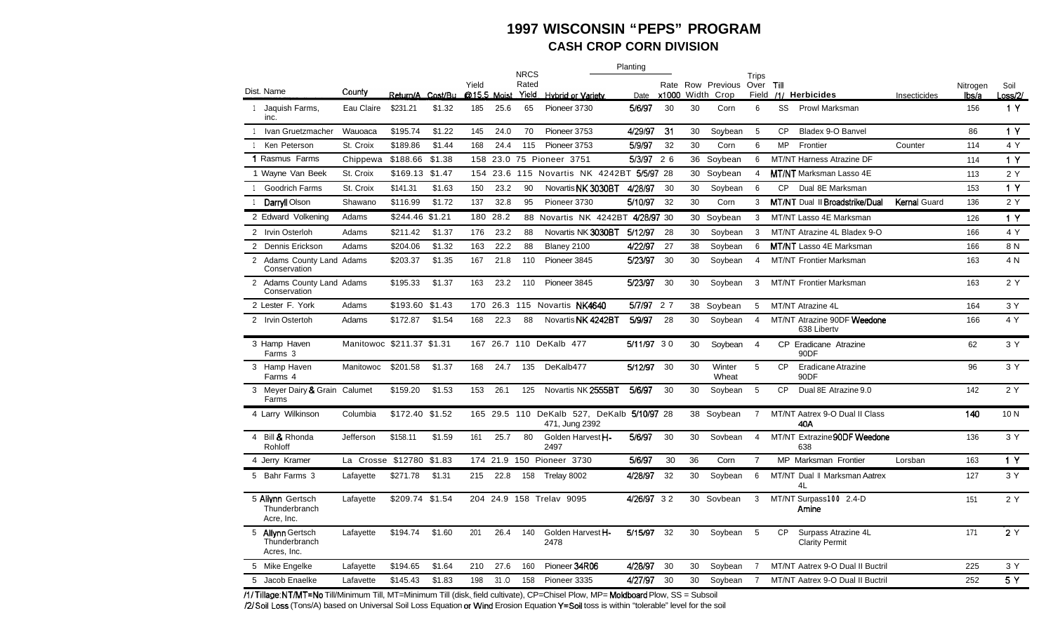# 1997 WISCONSIN "PEPS" PROGRAM

## CASH CROP CORN DIVISION

| Dist. Name | County | Return/A | Cost/Bu | Yield @15.5 | Moist | NRCS Rated Yield | Hybrid or Variety | Planting Date | Rate x1000 | Row Width | Previous Crop | Trips Over Field | Till /1/ | Herbicides | Insecticides | Nitrogen lbs/a | Soil Loss/2/ |
|---|---|---|---|---|---|---|---|---|---|---|---|---|---|---|---|---|---|
| 1 Jaquish Farms, inc. | Eau Claire | $231.21 | $1.32 | 185 | 25.6 | 65 | Pioneer 3730 | 5/6/97 | 30 | 30 | Corn | 6 | SS | Prowl Marksman | | 156 | 1 Y |
| 1 Ivan Gruetzmacher | Wauoaca | $195.74 | $1.22 | 145 | 24.0 | 70 | Pioneer 3753 | 4/29/97 | 31 | 30 | Soybean | 5 | CP | Bladex 9-O Banvel | | 86 | 1 Y |
| 1 Ken Peterson | St. Croix | $189.86 | $1.44 | 168 | 24.4 | 115 | Pioneer 3753 | 5/9/97 | 32 | 30 | Corn | 6 | MP | Frontier | Counter | 114 | 4 Y |
| 1 Rasmus Farms | Chippewa | $188.66 | $1.38 | 158 | 23.0 | 75 | Pioneer 3751 | 5/3/97 | 26 | 36 | Soybean | 6 | MT/NT | Harness Atrazine DF | | 114 | 1 Y |
| 1 Wayne Van Beek | St. Croix | $169.13 | $1.47 | 154 | 23.6 | 115 | Novartis NK 4242BT | 5/5/97 | 28 | 30 | Soybean | 4 | MT/NT | Marksman Lasso 4E | | 113 | 2 Y |
| 1 Goodrich Farms | St. Croix | $141.31 | $1.63 | 150 | 23.2 | 90 | Novartis NK 3030BT | 4/28/97 | 30 | 30 | Soybean | 6 | CP | Dual 8E Marksman | | 153 | 1 Y |
| 1 Darryll Olson | Shawano | $116.99 | $1.72 | 137 | 32.8 | 95 | Pioneer 3730 | 5/10/97 | 32 | 30 | Corn | 3 | MT/NT | Dual II Broadstrike/Dual | Kernal Guard | 136 | 2 Y |
| 2 Edward Volkening | Adams | $244.46 | $1.21 | 180 | 28.2 | 88 | Novartis NK 4242BT | 4/28/97 | 30 | 30 | Soybean | 3 | MT/NT | Lasso 4E Marksman | | 126 | 1 Y |
| 2 Irvin Osterloh | Adams | $211.42 | $1.37 | 176 | 23.2 | 88 | Novartis NK 3030BT | 5/12/97 | 28 | 30 | Soybean | 3 | MT/NT | Atrazine 4L Bladex 9-O | | 166 | 4 Y |
| 2 Dennis Erickson | Adams | $204.06 | $1.32 | 163 | 22.2 | 88 | Blaney 2100 | 4/22/97 | 27 | 38 | Soybean | 6 | MT/NT | Lasso 4E Marksman | | 166 | 8 N |
| 2 Adams County Land Conservation | Adams | $203.37 | $1.35 | 167 | 21.8 | 110 | Pioneer 3845 | 5/23/97 | 30 | 30 | Soybean | 4 | MT/NT | Frontier Marksman | | 163 | 4 N |
| 2 Adams County Land Conservation | Adams | $195.33 | $1.37 | 163 | 23.2 | 110 | Pioneer 3845 | 5/23/97 | 30 | 30 | Soybean | 3 | MT/NT | Frontier Marksman | | 163 | 2 Y |
| 2 Lester F. York | Adams | $193.60 | $1.43 | 170 | 26.3 | 115 | Novartis NK4640 | 5/7/97 | 27 | 38 | Soybean | 5 | MT/NT | Atrazine 4L | | 164 | 3 Y |
| 2 Irvin Ostertoh | Adams | $172.87 | $1.54 | 168 | 22.3 | 88 | Novartis NK 4242BT | 5/9/97 | 28 | 30 | Soybean | 4 | MT/NT | Atrazine 90DF Weedone 638 Libertv | | 166 | 4 Y |
| 3 Hamp Haven Farms 3 | Manitowoc | $211.37 | $1.31 | 167 | 26.7 | 110 | DeKalb 477 | 5/11/97 | 30 | 30 | Soybean | 4 | CP | Eradicane Atrazine 90DF | | 62 | 3 Y |
| 3 Hamp Haven Farms 4 | Manitowoc | $201.58 | $1.37 | 168 | 24.7 | 135 | DeKalb477 | 5/12/97 | 30 | 30 | Winter Wheat | 5 | CP | Eradicane Atrazine 90DF | | 96 | 3 Y |
| 3 Meyer Dairy & Grain Farms | Calumet | $159.20 | $1.53 | 153 | 26.1 | 125 | Novartis NK 2555BT | 5/6/97 | 30 | 30 | Soybean | 5 | CP | Dual 8E Atrazine 9.0 | | 142 | 2 Y |
| 4 Larry Wilkinson | Columbia | $172.40 | $1.52 | 165 | 29.5 | 110 | DeKalb 527, DeKalb 471, Jung 2392 | 5/10/97 | 28 | 38 | Soybean | 7 | MT/NT | Aatrex 9-O Dual II Class 40A | | 140 | 10 N |
| 4 Bill & Rhonda Rohloff | Jefferson | $158.11 | $1.59 | 161 | 25.7 | 80 | Golden Harvest H-2497 | 5/6/97 | 30 | 30 | Sovbean | 4 | MT/NT | Extrazine 90DF Weedone 638 | | 136 | 3 Y |
| 4 Jerry Kramer | La Crosse | $12780 | $1.83 | 174 | 21.9 | 150 | Pioneer 3730 | 5/6/97 | 30 | 36 | Corn | 7 | MP | Marksman Frontier | Lorsban | 163 | 1 Y |
| 5 Bahr Farms 3 | Lafayette | $271.78 | $1.31 | 215 | 22.8 | 158 | Trelay 8002 | 4/28/97 | 32 | 30 | Soybean | 6 | MT/NT | Dual II Marksman Aatrex 4L | | 127 | 3 Y |
| 5 Allynn Gertsch Thunderbranch Acre, Inc. | Lafayette | $209.74 | $1.54 | 204 | 24.9 | 158 | Trelav 9095 | 4/26/97 | 32 | 30 | Sovbean | 3 | MT/NT | Surpass100 2.4-D Amine | | 151 | 2 Y |
| 5 Allynn Gertsch Thunderbranch Acres, Inc. | Lafayette | $194.74 | $1.60 | 201 | 26.4 | 140 | Golden Harvest H-2478 | 5/15/97 | 32 | 30 | Soybean | 5 | CP | Surpass Atrazine 4L Clarity Permit | | 171 | 2 Y |
| 5 Mike Engelke | Lafayette | $194.65 | $1.64 | 210 | 27.6 | 160 | Pioneer 34R06 | 4/28/97 | 30 | 30 | Soybean | 7 | MT/NT | Aatrex 9-O Dual II Bictril | | 225 | 3 Y |
| 5 Jacob Enaelke | Lafavette | $145.43 | $1.83 | 198 | 31.0 | 158 | Pioneer 3335 | 4/27/97 | 30 | 30 | Soybean | 7 | MT/NT | Aatrex 9-O Dual II Buctril | | 252 | 5 Y |

/1/ Tillage: NT/MT=No Till/Minimum Till, MT=Minimum Till (disk, field cultivate), CP=Chisel Plow, MP= Moldboard Plow, SS = Subsoil

/2/ Soil Loss (Tons/A) based on Universal Soil Loss Equation or Wind Erosion Equation Y=Soil toss is within "tolerable" level for the soil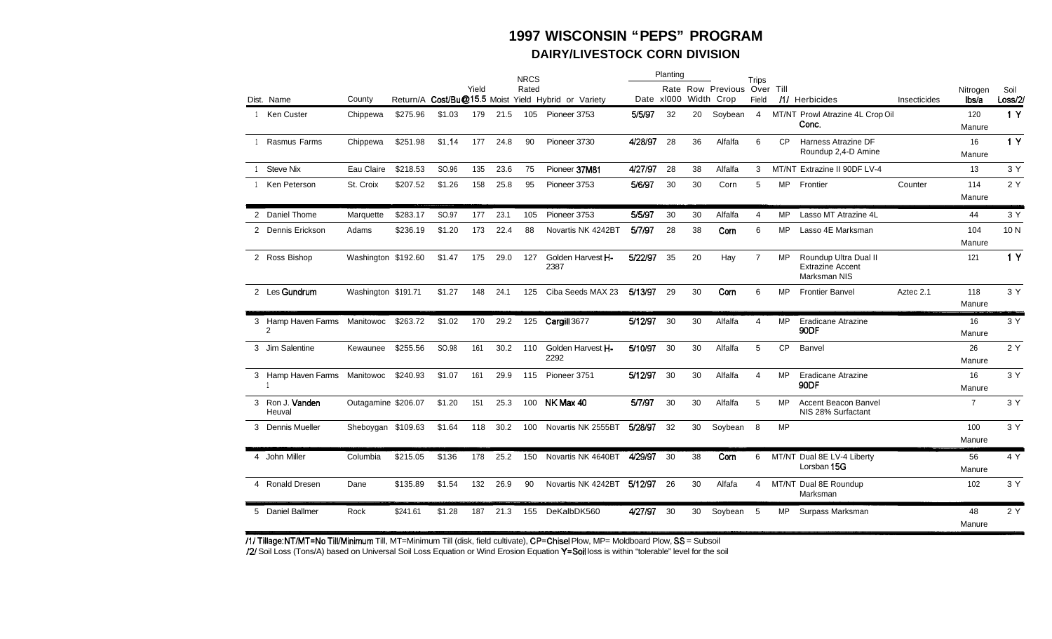# 1997 WISCONSIN "PEPS" PROGRAM

## DAIRY/LIVESTOCK CORN DIVISION

| Dist. | Name | County | Return/A | Cost/Bu | Yield @15.5 | Moist | NRCS Rated Yield | Hybrid or Variety | Planting Date | Planting Rate x1000 | Row Width | Previous Crop | Trips Over Field | Till /1/ | Herbicides | Insecticides | Nitrogen lbs/a | Soil Loss/2/ |
|---|---|---|---|---|---|---|---|---|---|---|---|---|---|---|---|---|---|---|
| 1 | Ken Custer | Chippewa | $275.96 | $1.03 | 179 | 21.5 | 105 | Pioneer 3753 | 5/5/97 | 32 | 20 | Soybean | 4 | MT/NT | Prowl Atrazine 4L Crop Oil Conc. | | 120 Manure | 1 Y |
| 1 | Rasmus Farms | Chippewa | $251.98 | $1.14 | 177 | 24.8 | 90 | Pioneer 3730 | 4/28/97 | 28 | 36 | Alfalfa | 6 | CP | Harness Atrazine DF Roundup 2,4-D Amine | | 16 Manure | 1 Y |
| 1 | Steve Nix | Eau Claire | $218.53 | $0.96 | 135 | 23.6 | 75 | Pioneer 37M81 | 4/27/97 | 28 | 38 | Alfalfa | 3 | MT/NT | Extrazine II 90DF LV-4 | | 13 | 3 Y |
| 1 | Ken Peterson | St. Croix | $207.52 | $1.26 | 158 | 25.8 | 95 | Pioneer 3753 | 5/6/97 | 30 | 30 | Corn | 5 | MP | Frontier | Counter | 114 Manure | 2 Y |
| 2 | Daniel Thome | Marquette | $283.17 | $0.97 | 177 | 23.1 | 105 | Pioneer 3753 | 5/5/97 | 30 | 30 | Alfalfa | 4 | MP | Lasso MT Atrazine 4L | | 44 | 3 Y |
| 2 | Dennis Erickson | Adams | $236.19 | $1.20 | 173 | 22.4 | 88 | Novartis NK 4242BT | 5/7/97 | 28 | 38 | Corn | 6 | MP | Lasso 4E Marksman | | 104 Manure | 10 N |
| 2 | Ross Bishop | Washington | $192.60 | $1.47 | 175 | 29.0 | 127 | Golden Harvest H-2387 | 5/22/97 | 35 | 20 | Hay | 7 | MP | Roundup Ultra Dual II Extrazine Accent Marksman NIS | | 121 | 1 Y |
| 2 | Les Gundrum | Washington | $191.71 | $1.27 | 148 | 24.1 | 125 | Ciba Seeds MAX 23 | 5/13/97 | 29 | 30 | Corn | 6 | MP | Frontier Banvel | Aztec 2.1 | 118 Manure | 3 Y |
| 3 | Hamp Haven Farms 2 | Manitowoc | $263.72 | $1.02 | 170 | 29.2 | 125 | Cargill 3677 | 5/12/97 | 30 | 30 | Alfalfa | 4 | MP | Eradicane Atrazine 90DF | | 16 Manure | 3 Y |
| 3 | Jim Salentine | Kewaunee | $255.56 | $0.98 | 161 | 30.2 | 110 | Golden Harvest H-2292 | 5/10/97 | 30 | 30 | Alfalfa | 5 | CP | Banvel | | 26 Manure | 2 Y |
| 3 | Hamp Haven Farms 1 | Manitowoc | $240.93 | $1.07 | 161 | 29.9 | 115 | Pioneer 3751 | 5/12/97 | 30 | 30 | Alfalfa | 4 | MP | Eradicane Atrazine 90DF | | 16 Manure | 3 Y |
| 3 | Ron J. Vanden Heuval | Outagamie | $206.07 | $1.20 | 151 | 25.3 | 100 | NK Max 40 | 5/7/97 | 30 | 30 | Alfalfa | 5 | MP | Accent Beacon Banvel NIS 28% Surfactant | | 7 | 3 Y |
| 3 | Dennis Mueller | Sheboygan | $109.63 | $1.64 | 118 | 30.2 | 100 | Novartis NK 2555BT | 5/28/97 | 32 | 30 | Soybean | 8 | MP | | | 100 Manure | 3 Y |
| 4 | John Miller | Columbia | $215.05 | $136 | 178 | 25.2 | 150 | Novartis NK 4640BT | 4/29/97 | 30 | 38 | Corn | 6 | MT/NT | Dual 8E LV-4 Liberty Lorsban 15G | | 56 Manure | 4 Y |
| 4 | Ronald Dresen | Dane | $135.89 | $1.54 | 132 | 26.9 | 90 | Novartis NK 4242BT | 5/12/97 | 26 | 30 | Alfafa | 4 | MT/NT | Dual 8E Roundup Marksman | | 102 | 3 Y |
| 5 | Daniel Ballmer | Rock | $241.61 | $1.28 | 187 | 21.3 | 155 | DeKalbDK560 | 4/27/97 | 30 | 30 | Soybean | 5 | MP | Surpass Marksman | | 48 Manure | 2 Y |

/1/ Tillage: NT/MT=No Till/Minimum Till, MT=Minimum Till (disk, field cultivate), CP=Chisel Plow, MP= Moldboard Plow, SS = Subsoil

/2/ Soil Loss (Tons/A) based on Universal Soil Loss Equation or Wind Erosion Equation Y=Soil loss is within "tolerable" level for the soil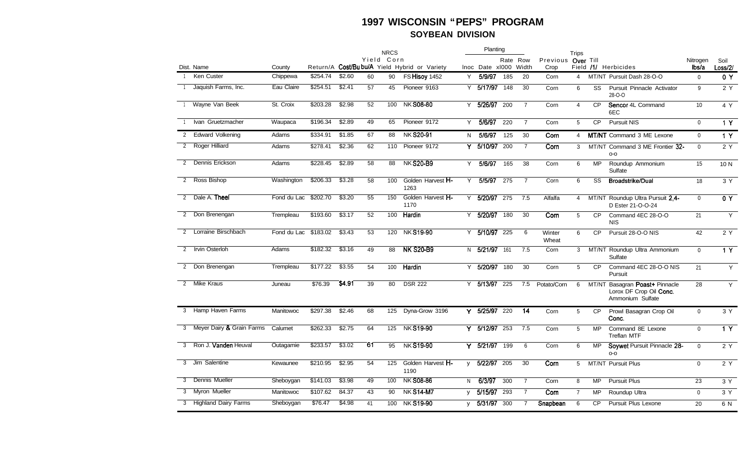# 1997 WISCONSIN "PEPS" PROGRAM

## SOYBEAN DIVISION

| Dist. | Name | County | Return/A | Cost/Bu | bu/A Yield | NRCS Yield Corn | Hybrid or Variety | Inoc | Planting Date | Planting Rate x1000 | Planting Row Width | Previous Crop | Trips Over Field | Till /1/ | Herbicides | Nitrogen lbs/a | Soil Loss/2/ |
|---|---|---|---|---|---|---|---|---|---|---|---|---|---|---|---|---|---|
| 1 | Ken Custer | Chippewa | $254.74 | $2.60 | 60 | 90 | FS Hisoy 1452 | Y | 5/9/97 | 185 | 20 | Corn | 4 | MT/NT | Pursuit Dash 28-O-O | 0 | 0 Y |
| 1 | Jaquish Farms, Inc. | Eau Claire | $254.51 | $2.41 | 57 | 45 | Pioneer 9163 | Y | 5/17/97 | 148 | 30 | Corn | 6 | SS | Pursuit Pinnacle Activator 28-O-O | 9 | 2 Y |
| 1 | Wayne Van Beek | St. Croix | $203.28 | $2.98 | 52 | 100 | NK S08-80 | Y | 5/26/97 | 200 | 7 | Corn | 4 | CP | Sencor 4L Command 6EC | 10 | 4 Y |
| 1 | Ivan Gruetzmacher | Waupaca | $196.34 | $2.89 | 49 | 65 | Pioneer 9172 | Y | 5/6/97 | 220 | 7 | Corn | 5 | CP | Pursuit NIS | 0 | 1 Y |
| 2 | Edward Volkening | Adams | $334.91 | $1.85 | 67 | 88 | NK S20-91 | N | 5/6/97 | 125 | 30 | Corn | 4 | MT/NT | Command 3 ME Lexone | 0 | 1 Y |
| 2 | Roger Hilliard | Adams | $278.41 | $2.36 | 62 | 110 | Pioneer 9172 | Y | 5/10/97 | 200 | 7 | Corn | 3 | MT/NT | Command 3 ME Frontier 32-O-O | 0 | 2 Y |
| 2 | Dennis Erickson | Adams | $228.45 | $2.89 | 58 | 88 | NK S20-B9 | Y | 5/6/97 | 165 | 38 | Corn | 6 | MP | Roundup Ammonium Sulfate | 15 | 10 N |
| 2 | Ross Bishop | Washington | $206.33 | $3.28 | 58 | 100 | Golden Harvest H-1263 | Y | 5/5/97 | 275 | 7 | Corn | 6 | SS | Broadstrike/Dual | 18 | 3 Y |
| 2 | Dale A. Theel | Fond du Lac | $202.70 | $3.20 | 55 | 150 | Golden Harvest H-1170 | Y | 5/20/97 | 275 | 7.5 | Alfalfa | 4 | MT/NT | Roundup Ultra Pursuit 2,4-D Ester 21-O-O-24 | 0 | 0 Y |
| 2 | Don Brenengan | Trempleau | $193.60 | $3.17 | 52 | 100 | Hardin | Y | 5/20/97 | 180 | 30 | Corn | 5 | CP | Command 4EC 28-O-O NIS | 21 | Y |
| 2 | Lorraine Birschbach | Fond du Lac | $183.02 | $3.43 | 53 | 120 | NK S19-90 | Y | 5/10/97 | 225 | 6 | Winter Wheat | 6 | CP | Pursuit 28-O-O NIS | 42 | 2 Y |
| 2 | Irvin Osterloh | Adams | $182.32 | $3.16 | 49 | 88 | NK S20-B9 | N | 5/21/97 | 161 | 7.5 | Corn | 3 | MT/NT | Roundup Ultra Ammonium Sulfate | 0 | 1 Y |
| 2 | Don Brenengan | Trempleau | $177.22 | $3.55 | 54 | 100 | Hardin | Y | 5/20/97 | 180 | 30 | Corn | 5 | CP | Command 4EC 28-O-O NIS Pursuit | 21 | Y |
| 2 | Mike Kraus | Juneau | $76.39 | $4.91 | 39 | 80 | DSR 222 | Y | 5/13/97 | 225 | 7.5 | Potato/Corn | 6 | MT/NT | Basagran Poast+ Pinnacle Lorox DF Crop Oil Conc. Ammonium Sulfate | 28 | Y |
| 3 | Hamp Haven Farms | Manitowoc | $297.38 | $2.46 | 68 | 125 | Dyna-Grow 3196 | Y | 5/25/97 | 220 | 14 | Corn | 5 | CP | Prowl Basagran Crop Oil Conc. | 0 | 3 Y |
| 3 | Meyer Dairy & Grain Farms | Calumet | $262.33 | $2.75 | 64 | 125 | NK S19-90 | Y | 5/12/97 | 253 | 7.5 | Corn | 5 | MP | Command 8E Lexone Treflan MTF | 0 | 1 Y |
| 3 | Ron J. Vanden Heuval | Outagamie | $233.57 | $3.02 | 61 | 95 | NK S19-90 | Y | 5/21/97 | 199 | 6 | Corn | 6 | MP | Soywet Pursuit Pinnacle 28-O-O | 0 | 2 Y |
| 3 | Jim Salentine | Kewaunee | $210.95 | $2.95 | 54 | 125 | Golden Harvest H-1190 | y | 5/22/97 | 205 | 30 | Corn | 5 | MT/NT | Pursuit Plus | 0 | 2 Y |
| 3 | Dennis Mueller | Sheboygan | $141.03 | $3.98 | 49 | 100 | NK S08-86 | N | 6/3/97 | 300 | 7 | Corn | 8 | MP | Pursuit Plus | 23 | 3 Y |
| 3 | Myron Mueller | Manitowoc | $107.62 | 84.37 | 43 | 90 | NK S14-M7 | y | 5/15/97 | 293 | 7 | Corn | 7 | MP | Roundup Ultra | 0 | 3 Y |
| 3 | Highland Dairy Farms | Sheboygan | $76.47 | $4.98 | 41 | 100 | NK S19-90 | y | 5/31/97 | 300 | 7 | Snapbean | 6 | CP | Pursuit Plus Lexone | 20 | 6 N |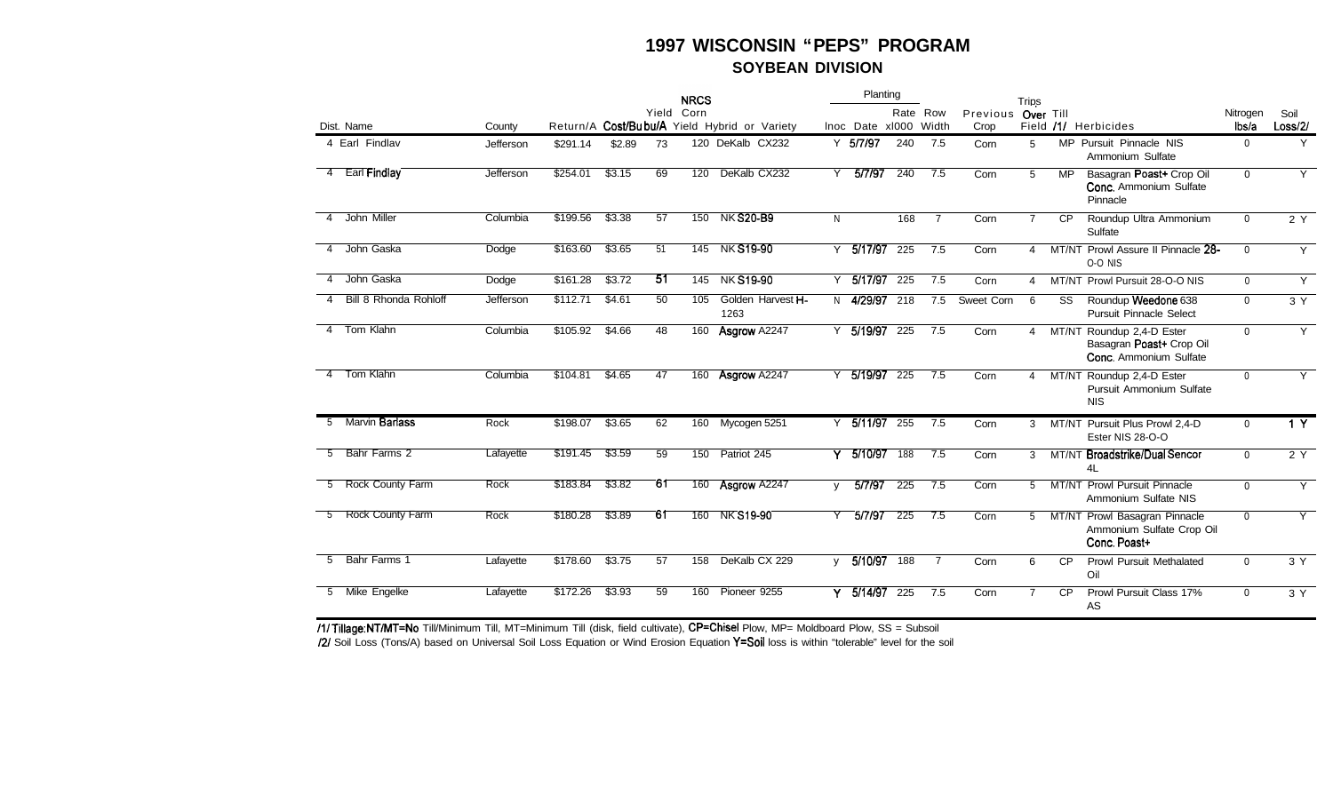# 1997 WISCONSIN "PEPS" PROGRAM

## SOYBEAN DIVISION

| Dist. | Name | County | Return/A | Cost/Bu bu/A | Yield | NRCS Corn Yield | Hybrid or Variety | Inoc | Planting Date | Planting Rate x1000 | Planting Row Width | Previous Crop | Trips Over Field | Till /1/ | Herbicides | Nitrogen lbs/a | Soil Loss/2/ |
|---|---|---|---|---|---|---|---|---|---|---|---|---|---|---|---|---|---|
| 4 | Earl Findlav | Jefferson | $291.14 | $2.89 | 73 | 120 | DeKalb CX232 | Y | 5/7/97 | 240 | 7.5 | Corn | 5 | MP | Pursuit Pinnacle NIS Ammonium Sulfate | 0 | Y |
| 4 | Earl Findlay | Jefferson | $254.01 | $3.15 | 69 | 120 | DeKalb CX232 | Y | 5/7/97 | 240 | 7.5 | Corn | 5 | MP | Basagran Poast+ Crop Oil Conc. Ammonium Sulfate Pinnacle | 0 | Y |
| 4 | John Miller | Columbia | $199.56 | $3.38 | 57 | 150 | NK S20-B9 | N | | 168 | 7 | Corn | 7 | CP | Roundup Ultra Ammonium Sulfate | 0 | 2 Y |
| 4 | John Gaska | Dodge | $163.60 | $3.65 | 51 | 145 | NK S19-90 | Y | 5/17/97 | 225 | 7.5 | Corn | 4 | MT/NT | Prowl Assure II Pinnacle 28-0-0 NIS | 0 | Y |
| 4 | John Gaska | Dodge | $161.28 | $3.72 | 51 | 145 | NK S19-90 | Y | 5/17/97 | 225 | 7.5 | Corn | 4 | MT/NT | Prowl Pursuit 28-0-0 NIS | 0 | Y |
| 4 | Bill 8 Rhonda Rohloff | Jefferson | $112.71 | $4.61 | 50 | 105 | Golden Harvest H-1263 | N | 4/29/97 | 218 | 7.5 | Sweet Corn | 6 | SS | Roundup Weedone 638 Pursuit Pinnacle Select | 0 | 3 Y |
| 4 | Tom Klahn | Columbia | $105.92 | $4.66 | 48 | 160 | Asgrow A2247 | Y | 5/19/97 | 225 | 7.5 | Corn | 4 | MT/NT | Roundup 2,4-D Ester Basagran Poast+ Crop Oil Conc. Ammonium Sulfate | 0 | Y |
| 4 | Tom Klahn | Columbia | $104.81 | $4.65 | 47 | 160 | Asgrow A2247 | Y | 5/19/97 | 225 | 7.5 | Corn | 4 | MT/NT | Roundup 2,4-D Ester Pursuit Ammonium Sulfate NIS | 0 | Y |
| 5 | Marvin Barlass | Rock | $198.07 | $3.65 | 62 | 160 | Mycogen 5251 | Y | 5/11/97 | 255 | 7.5 | Corn | 3 | MT/NT | Pursuit Plus Prowl 2,4-D Ester NIS 28-0-0 | 0 | 1 Y |
| 5 | Bahr Farms 2 | Lafayette | $191.45 | $3.59 | 59 | 150 | Patriot 245 | Y | 5/10/97 | 188 | 7.5 | Corn | 3 | MT/NT | Broadstrike/Dual Sencor 4L | 0 | 2 Y |
| 5 | Rock County Farm | Rock | $183.84 | $3.82 | 61 | 160 | Asgrow A2247 | y | 5/7/97 | 225 | 7.5 | Corn | 5 | MT/NT | Prowl Pursuit Pinnacle Ammonium Sulfate NIS | 0 | Y |
| 5 | Rock County Farm | Rock | $180.28 | $3.89 | 61 | 160 | NK S19-90 | Y | 5/7/97 | 225 | 7.5 | Corn | 5 | MT/NT | Prowl Basagran Pinnacle Ammonium Sulfate Crop Oil Conc. Poast+ | 0 | Y |
| 5 | Bahr Farms 1 | Lafayette | $178.60 | $3.75 | 57 | 158 | DeKalb CX 229 | y | 5/10/97 | 188 | 7 | Corn | 6 | CP | Prowl Pursuit Methalated Oil | 0 | 3 Y |
| 5 | Mike Engelke | Lafayette | $172.26 | $3.93 | 59 | 160 | Pioneer 9255 | Y | 5/14/97 | 225 | 7.5 | Corn | 7 | CP | Prowl Pursuit Class 17% AS | 0 | 3 Y |

/1/ Tillage: NT/MT=No Till/Minimum Till, MT=Minimum Till (disk, field cultivate), CP=Chisel Plow, MP= Moldboard Plow, SS = Subsoil

/2/ Soil Loss (Tons/A) based on Universal Soil Loss Equation or Wind Erosion Equation Y=Soil loss is within "tolerable" level for the soil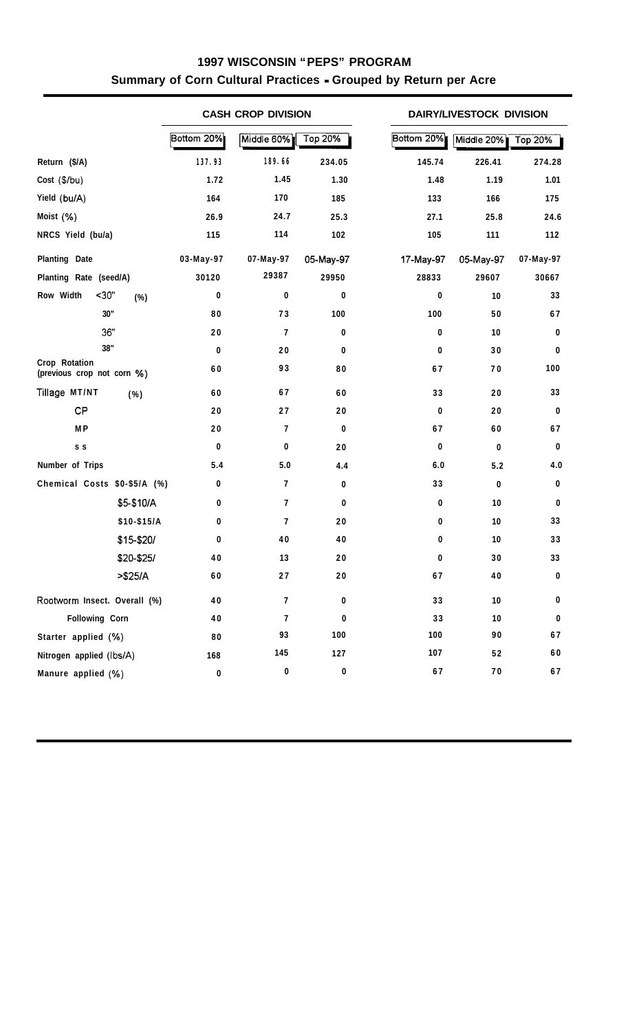# 1997 WISCONSIN "PEPS" PROGRAM

## Summary of Corn Cultural Practices - Grouped by Return per Acre

| | CASH CROP DIVISION | | | DAIRY/LIVESTOCK DIVISION | | |
|---|---|---|---|---|---|---|
| | Bottom 20% | Middle 60% | Top 20% | Bottom 20% | Middle 20% | Top 20% |
| Return ($/A) | 137.93 | 189.66 | 234.05 | 145.74 | 226.41 | 274.28 |
| Cost ($/bu) | 1.72 | 1.45 | 1.30 | 1.48 | 1.19 | 1.01 |
| Yield (bu/A) | 164 | 170 | 185 | 133 | 166 | 175 |
| Moist (%) | 26.9 | 24.7 | 25.3 | 27.1 | 25.8 | 24.6 |
| NRCS Yield (bu/a) | 115 | 114 | 102 | 105 | 111 | 112 |
| Planting Date | 03-May-97 | 07-May-97 | 05-May-97 | 17-May-97 | 05-May-97 | 07-May-97 |
| Planting Rate (seed/A) | 30120 | 29387 | 29950 | 28833 | 29607 | 30667 |
| Row Width <30" (%) | 0 | 0 | 0 | 0 | 10 | 33 |
| 30" | 80 | 73 | 100 | 100 | 50 | 67 |
| 36" | 20 | 7 | 0 | 0 | 10 | 0 |
| 38" | 0 | 20 | 0 | 0 | 30 | 0 |
| Crop Rotation (previous crop not corn %) | 60 | 93 | 80 | 67 | 70 | 100 |
| Tillage MT/NT (%) | 60 | 67 | 60 | 33 | 20 | 33 |
| CP | 20 | 27 | 20 | 0 | 20 | 0 |
| MP | 20 | 7 | 0 | 67 | 60 | 67 |
| SS | 0 | 0 | 20 | 0 | 0 | 0 |
| Number of Trips | 5.4 | 5.0 | 4.4 | 6.0 | 5.2 | 4.0 |
| Chemical Costs $0-$5/A (%) | 0 | 7 | 0 | 33 | 0 | 0 |
| $5-$10/A | 0 | 7 | 0 | 0 | 10 | 0 |
| $10-$15/A | 0 | 7 | 20 | 0 | 10 | 33 |
| $15-$20/ | 0 | 40 | 40 | 0 | 10 | 33 |
| $20-$25/ | 40 | 13 | 20 | 0 | 30 | 33 |
| >$25/A | 60 | 27 | 20 | 67 | 40 | 0 |
| Rootworm Insect. Overall (%) | 40 | 7 | 0 | 33 | 10 | 0 |
| Following Corn | 40 | 7 | 0 | 33 | 10 | 0 |
| Starter applied (%) | 80 | 93 | 100 | 100 | 90 | 67 |
| Nitrogen applied (lbs/A) | 168 | 145 | 127 | 107 | 52 | 60 |
| Manure applied (%) | 0 | 0 | 0 | 67 | 70 | 67 |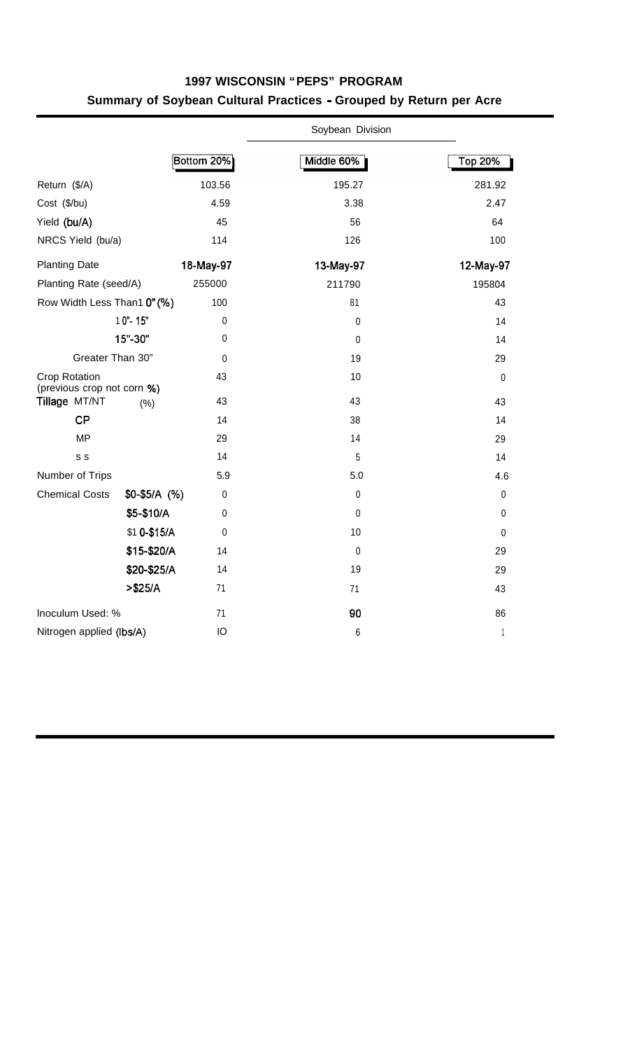## 1997 WISCONSIN "PEPS" PROGRAM

### Summary of Soybean Cultural Practices - Grouped by Return per Acre

| | | Soybean Division | |
|---|---|---|---|
| | Bottom 20% | Middle 60% | Top 20% |
| Return ($/A) | 103.56 | 195.27 | 281.92 |
| Cost ($/bu) | 4.59 | 3.38 | 2.47 |
| Yield (bu/A) | 45 | 56 | 64 |
| NRCS Yield (bu/a) | 114 | 126 | 100 |
| Planting Date | 18-May-97 | 13-May-97 | 12-May-97 |
| Planting Rate (seed/A) | 255000 | 211790 | 195804 |
| Row Width Less Than1 0" (%) | 100 | 81 | 43 |
| 1 0"- 15" | 0 | 0 | 14 |
| 15"-30" | 0 | 0 | 14 |
| Greater Than 30" | 0 | 19 | 29 |
| Crop Rotation (previous crop not corn %) | 43 | 10 | 0 |
| Tillage MT/NT (%) | 43 | 43 | 43 |
| CP | 14 | 38 | 14 |
| MP | 29 | 14 | 29 |
| s s | 14 | 5 | 14 |
| Number of Trips | 5.9 | 5.0 | 4.6 |
| Chemical Costs $0-$5/A (%) | 0 | 0 | 0 |
| $5-$10/A | 0 | 0 | 0 |
| $1 0-$15/A | 0 | 10 | 0 |
| $15-$20/A | 14 | 0 | 29 |
| $20-$25/A | 14 | 19 | 29 |
| >$25/A | 71 | 71 | 43 |
| Inoculum Used: % | 71 | 90 | 86 |
| Nitrogen applied (lbs/A) | IO | 6 | 1 |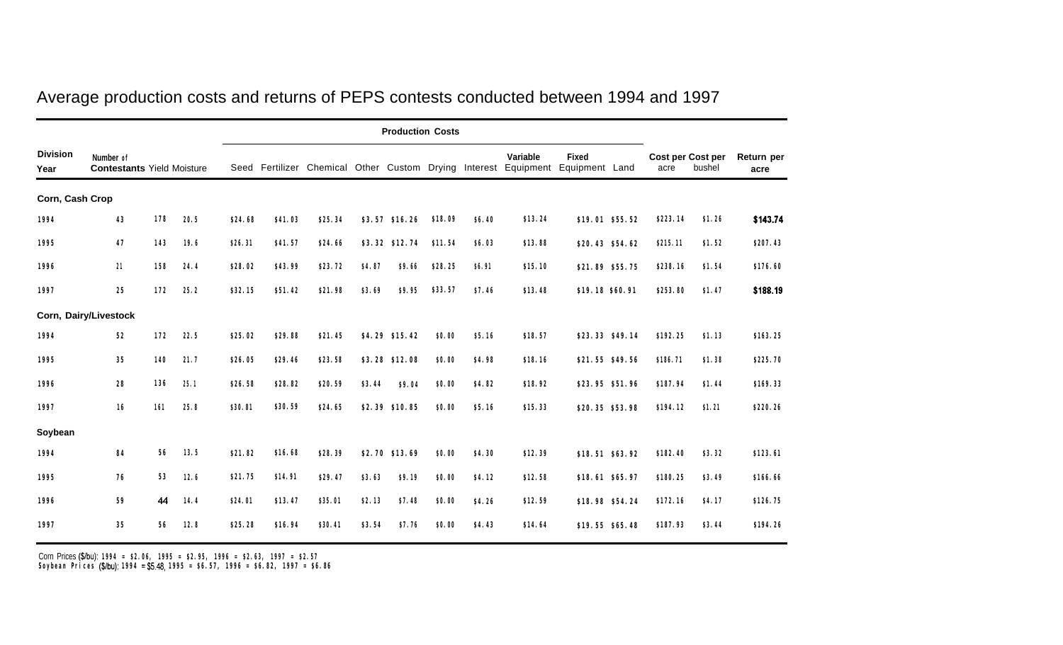## Average production costs and returns of PEPS contests conducted between 1994 and 1997

| Division Year | Number of Contestants | Yield | Moisture | Seed | Fertilizer | Chemical | Other | Custom | Drying | Interest | Variable Equipment | Fixed Equipment | Land | Cost per acre | Cost per bushel | Return per acre |
|---|---|---|---|---|---|---|---|---|---|---|---|---|---|---|---|---|
| | | | | Production Costs | | | | | | | | | | | | |
| **Corn, Cash Crop** | | | | | | | | | | | | | | | | |
| 1994 | 43 | 178 | 20.5 | $24.68 | $41.03 | $25.34 | $3.57 | $16.26 | $18.09 | $6.40 | $13.24 | $19.01 | $55.52 | $223.14 | $1.26 | $143.74 |
| 1995 | 47 | 143 | 19.6 | $26.31 | $41.57 | $24.66 | $3.32 | $12.74 | $11.54 | $6.03 | $13.88 | $20.43 | $54.62 | $215.11 | $1.52 | $207.43 |
| 1996 | 21 | 158 | 24.4 | $28.02 | $43.99 | $23.72 | $4.87 | $9.66 | $28.25 | $6.91 | $15.10 | $21.89 | $55.75 | $238.16 | $1.54 | $176.60 |
| 1997 | 25 | 172 | 25.2 | $32.15 | $51.42 | $21.98 | $3.69 | $9.95 | $33.57 | $7.46 | $13.48 | $19.18 | $60.91 | $253.80 | $1.47 | $188.19 |
| **Corn, Dairy/Livestock** | | | | | | | | | | | | | | | | |
| 1994 | 52 | 172 | 22.5 | $25.02 | $29.88 | $21.45 | $4.29 | $15.42 | $0.00 | $5.16 | $18.57 | $23.33 | $49.14 | $192.25 | $1.13 | $163.25 |
| 1995 | 35 | 140 | 21.7 | $26.05 | $29.46 | $23.58 | $3.28 | $12.08 | $0.00 | $4.98 | $18.16 | $21.55 | $49.56 | $186.71 | $1.38 | $225.70 |
| 1996 | 28 | 136 | 25.1 | $26.58 | $28.82 | $20.59 | $3.44 | $9.04 | $0.00 | $4.82 | $18.92 | $23.95 | $51.96 | $187.94 | $1.44 | $169.33 |
| 1997 | 16 | 161 | 25.8 | $30.81 | $30.59 | $24.65 | $2.39 | $10.85 | $0.00 | $5.16 | $15.33 | $20.35 | $53.98 | $194.12 | $1.21 | $220.26 |
| **Soybean** | | | | | | | | | | | | | | | | |
| 1994 | 84 | 56 | 13.5 | $21.82 | $16.68 | $28.39 | $2.70 | $13.69 | $0.00 | $4.30 | $12.39 | $18.51 | $63.92 | $182.40 | $3.32 | $123.61 |
| 1995 | 76 | 53 | 12.6 | $21.75 | $14.91 | $29.47 | $3.63 | $9.19 | $0.00 | $4.12 | $12.58 | $18.61 | $65.97 | $180.25 | $3.49 | $166.66 |
| 1996 | 59 | 44 | 14.4 | $24.01 | $13.47 | $35.01 | $2.13 | $7.48 | $0.00 | $4.26 | $12.59 | $18.98 | $54.24 | $172.16 | $4.17 | $126.75 |
| 1997 | 35 | 56 | 12.8 | $25.28 | $16.94 | $30.41 | $3.54 | $7.76 | $0.00 | $4.43 | $14.64 | $19.55 | $65.48 | $187.93 | $3.44 | $194.26 |

Corn Prices ($/bu): 1994 = $2.06, 1995 = $2.95, 1996 = $2.63, 1997 = $2.57
Soybean Prices ($/bu): 1994 = $5.48, 1995 = $6.57, 1996 = $6.82, 1997 = $6.86